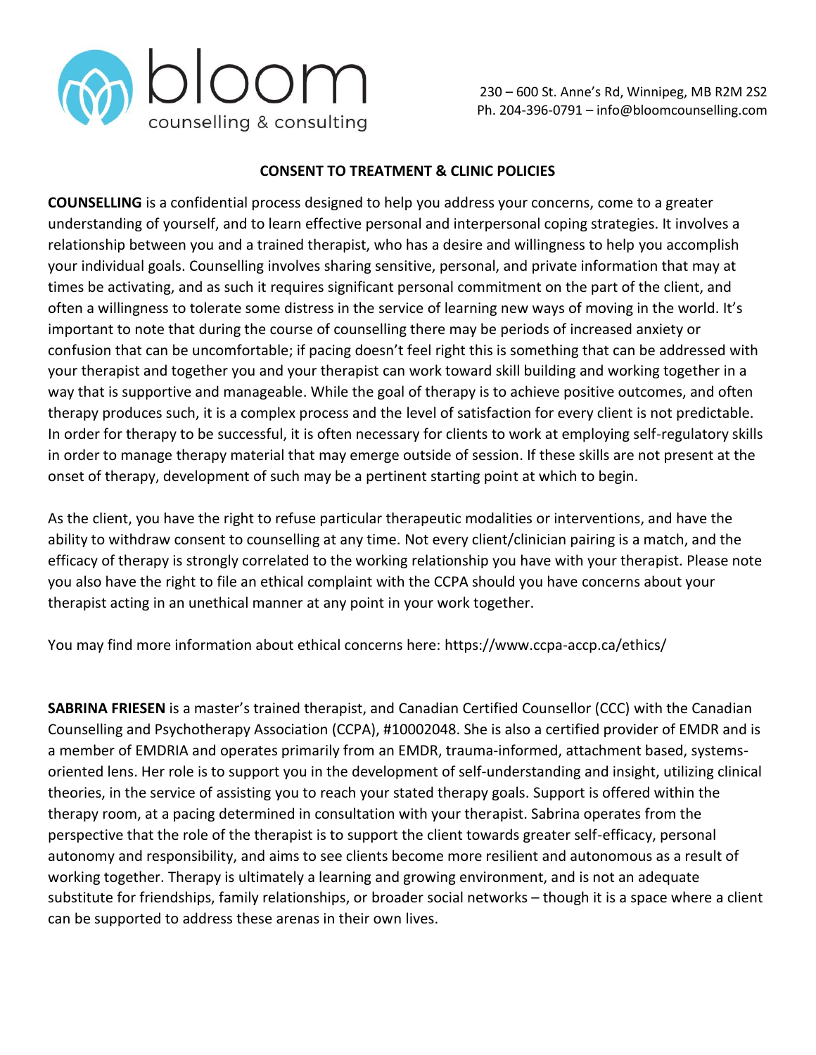bloom
counselling & consulting

230 – 600 St. Anne's Rd, Winnipeg, MB R2M 2S2
Ph. 204-396-0791 – info@bloomcounselling.com

## CONSENT TO TREATMENT & CLINIC POLICIES

**COUNSELLING** is a confidential process designed to help you address your concerns, come to a greater understanding of yourself, and to learn effective personal and interpersonal coping strategies. It involves a relationship between you and a trained therapist, who has a desire and willingness to help you accomplish your individual goals. Counselling involves sharing sensitive, personal, and private information that may at times be activating, and as such it requires significant personal commitment on the part of the client, and often a willingness to tolerate some distress in the service of learning new ways of moving in the world. It's important to note that during the course of counselling there may be periods of increased anxiety or confusion that can be uncomfortable; if pacing doesn't feel right this is something that can be addressed with your therapist and together you and your therapist can work toward skill building and working together in a way that is supportive and manageable. While the goal of therapy is to achieve positive outcomes, and often therapy produces such, it is a complex process and the level of satisfaction for every client is not predictable. In order for therapy to be successful, it is often necessary for clients to work at employing self-regulatory skills in order to manage therapy material that may emerge outside of session. If these skills are not present at the onset of therapy, development of such may be a pertinent starting point at which to begin.

As the client, you have the right to refuse particular therapeutic modalities or interventions, and have the ability to withdraw consent to counselling at any time. Not every client/clinician pairing is a match, and the efficacy of therapy is strongly correlated to the working relationship you have with your therapist. Please note you also have the right to file an ethical complaint with the CCPA should you have concerns about your therapist acting in an unethical manner at any point in your work together.

You may find more information about ethical concerns here: https://www.ccpa-accp.ca/ethics/

**SABRINA FRIESEN** is a master's trained therapist, and Canadian Certified Counsellor (CCC) with the Canadian Counselling and Psychotherapy Association (CCPA), #10002048. She is also a certified provider of EMDR and is a member of EMDRIA and operates primarily from an EMDR, trauma-informed, attachment based, systems-oriented lens. Her role is to support you in the development of self-understanding and insight, utilizing clinical theories, in the service of assisting you to reach your stated therapy goals. Support is offered within the therapy room, at a pacing determined in consultation with your therapist. Sabrina operates from the perspective that the role of the therapist is to support the client towards greater self-efficacy, personal autonomy and responsibility, and aims to see clients become more resilient and autonomous as a result of working together. Therapy is ultimately a learning and growing environment, and is not an adequate substitute for friendships, family relationships, or broader social networks – though it is a space where a client can be supported to address these arenas in their own lives.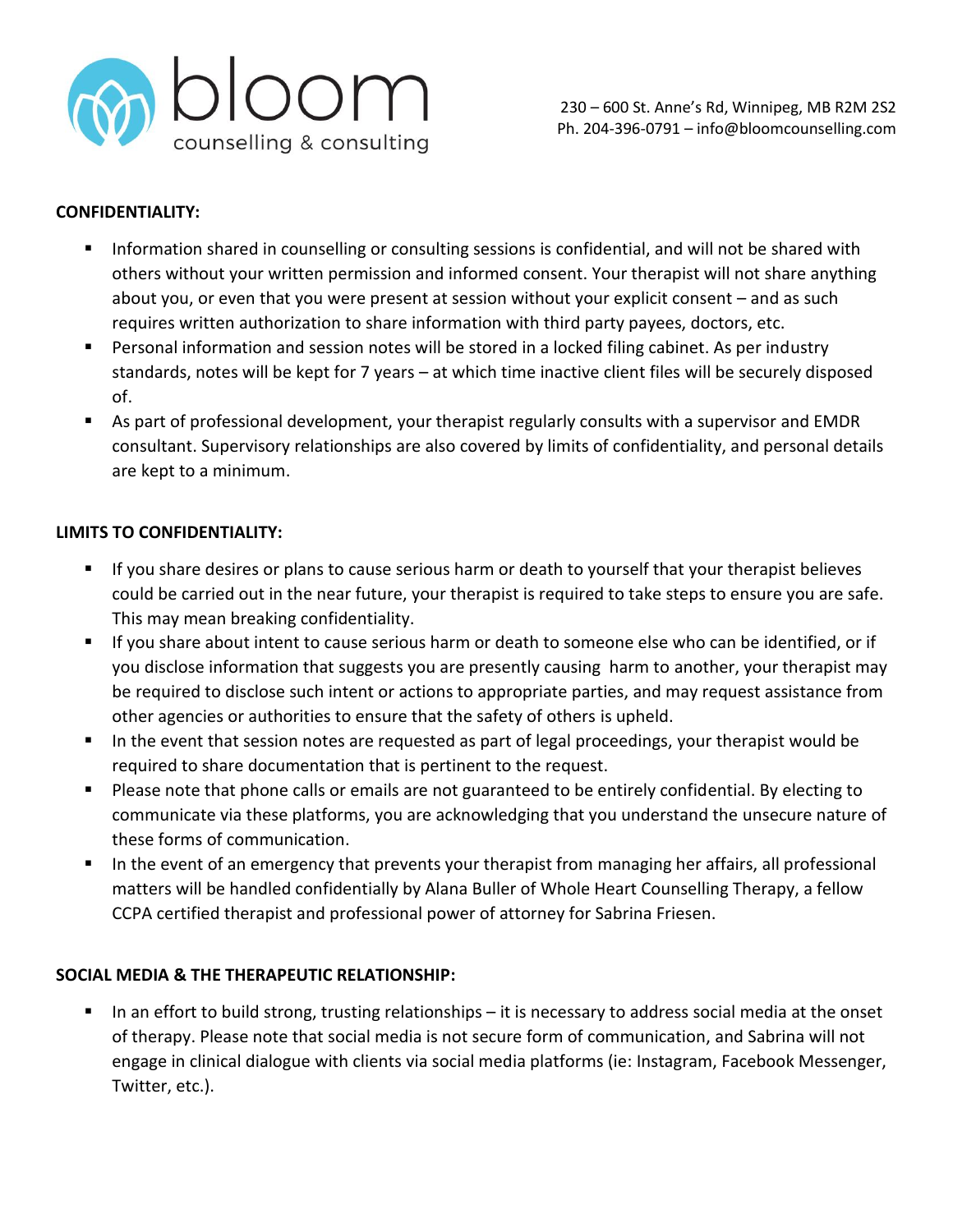bloom counselling & consulting

230 – 600 St. Anne's Rd, Winnipeg, MB R2M 2S2
Ph. 204-396-0791 – info@bloomcounselling.com

**CONFIDENTIALITY:**

- Information shared in counselling or consulting sessions is confidential, and will not be shared with others without your written permission and informed consent. Your therapist will not share anything about you, or even that you were present at session without your explicit consent – and as such requires written authorization to share information with third party payees, doctors, etc.
- Personal information and session notes will be stored in a locked filing cabinet. As per industry standards, notes will be kept for 7 years – at which time inactive client files will be securely disposed of.
- As part of professional development, your therapist regularly consults with a supervisor and EMDR consultant. Supervisory relationships are also covered by limits of confidentiality, and personal details are kept to a minimum.

**LIMITS TO CONFIDENTIALITY:**

- If you share desires or plans to cause serious harm or death to yourself that your therapist believes could be carried out in the near future, your therapist is required to take steps to ensure you are safe. This may mean breaking confidentiality.
- If you share about intent to cause serious harm or death to someone else who can be identified, or if you disclose information that suggests you are presently causing harm to another, your therapist may be required to disclose such intent or actions to appropriate parties, and may request assistance from other agencies or authorities to ensure that the safety of others is upheld.
- In the event that session notes are requested as part of legal proceedings, your therapist would be required to share documentation that is pertinent to the request.
- Please note that phone calls or emails are not guaranteed to be entirely confidential. By electing to communicate via these platforms, you are acknowledging that you understand the unsecure nature of these forms of communication.
- In the event of an emergency that prevents your therapist from managing her affairs, all professional matters will be handled confidentially by Alana Buller of Whole Heart Counselling Therapy, a fellow CCPA certified therapist and professional power of attorney for Sabrina Friesen.

**SOCIAL MEDIA & THE THERAPEUTIC RELATIONSHIP:**

- In an effort to build strong, trusting relationships – it is necessary to address social media at the onset of therapy. Please note that social media is not secure form of communication, and Sabrina will not engage in clinical dialogue with clients via social media platforms (ie: Instagram, Facebook Messenger, Twitter, etc.).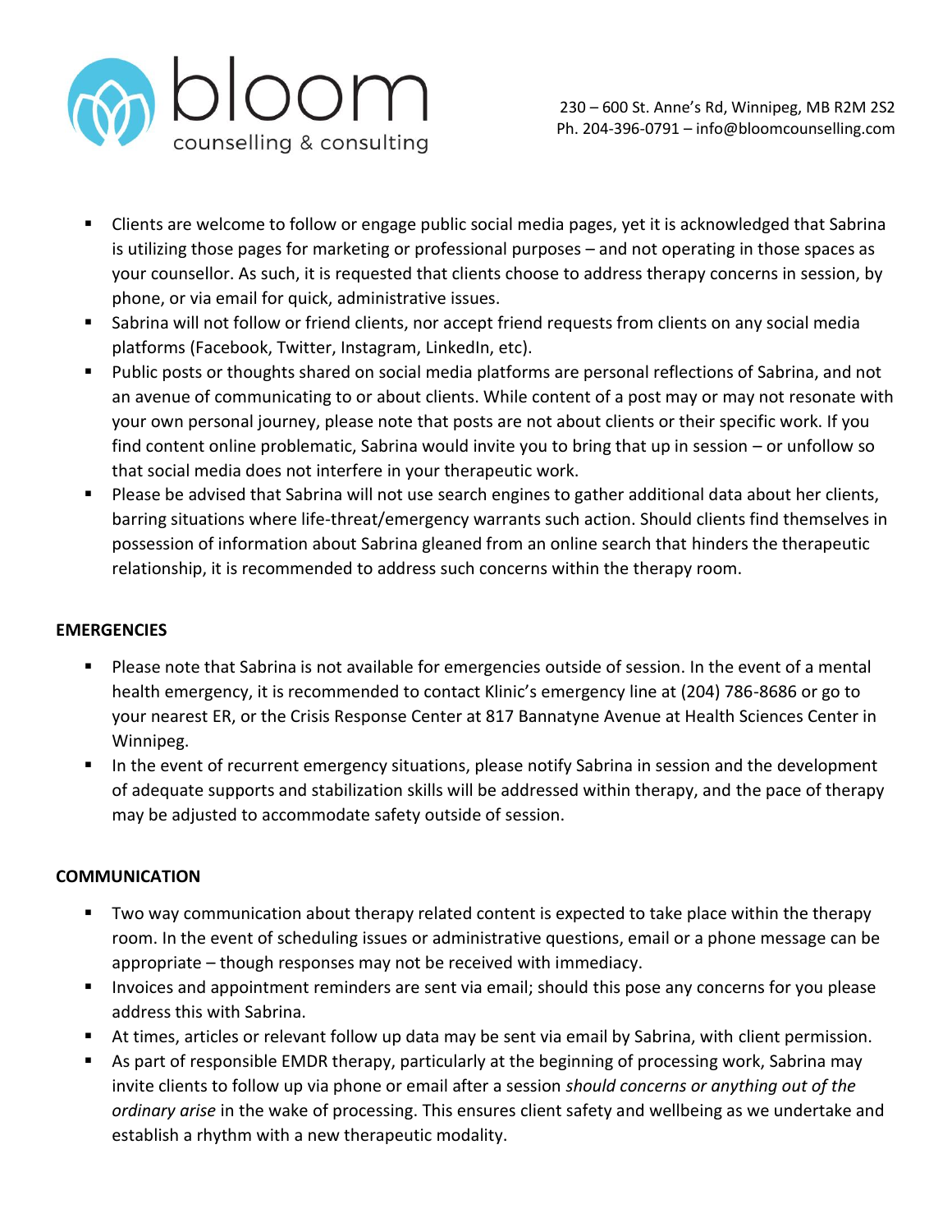- Clients are welcome to follow or engage public social media pages, yet it is acknowledged that Sabrina is utilizing those pages for marketing or professional purposes – and not operating in those spaces as your counsellor. As such, it is requested that clients choose to address therapy concerns in session, by phone, or via email for quick, administrative issues.
- Sabrina will not follow or friend clients, nor accept friend requests from clients on any social media platforms (Facebook, Twitter, Instagram, LinkedIn, etc).
- Public posts or thoughts shared on social media platforms are personal reflections of Sabrina, and not an avenue of communicating to or about clients. While content of a post may or may not resonate with your own personal journey, please note that posts are not about clients or their specific work. If you find content online problematic, Sabrina would invite you to bring that up in session – or unfollow so that social media does not interfere in your therapeutic work.
- Please be advised that Sabrina will not use search engines to gather additional data about her clients, barring situations where life-threat/emergency warrants such action. Should clients find themselves in possession of information about Sabrina gleaned from an online search that hinders the therapeutic relationship, it is recommended to address such concerns within the therapy room.

**EMERGENCIES**

- Please note that Sabrina is not available for emergencies outside of session. In the event of a mental health emergency, it is recommended to contact Klinic's emergency line at (204) 786-8686 or go to your nearest ER, or the Crisis Response Center at 817 Bannatyne Avenue at Health Sciences Center in Winnipeg.
- In the event of recurrent emergency situations, please notify Sabrina in session and the development of adequate supports and stabilization skills will be addressed within therapy, and the pace of therapy may be adjusted to accommodate safety outside of session.

**COMMUNICATION**

- Two way communication about therapy related content is expected to take place within the therapy room. In the event of scheduling issues or administrative questions, email or a phone message can be appropriate – though responses may not be received with immediacy.
- Invoices and appointment reminders are sent via email; should this pose any concerns for you please address this with Sabrina.
- At times, articles or relevant follow up data may be sent via email by Sabrina, with client permission.
- As part of responsible EMDR therapy, particularly at the beginning of processing work, Sabrina may invite clients to follow up via phone or email after a session *should concerns or anything out of the ordinary arise* in the wake of processing. This ensures client safety and wellbeing as we undertake and establish a rhythm with a new therapeutic modality.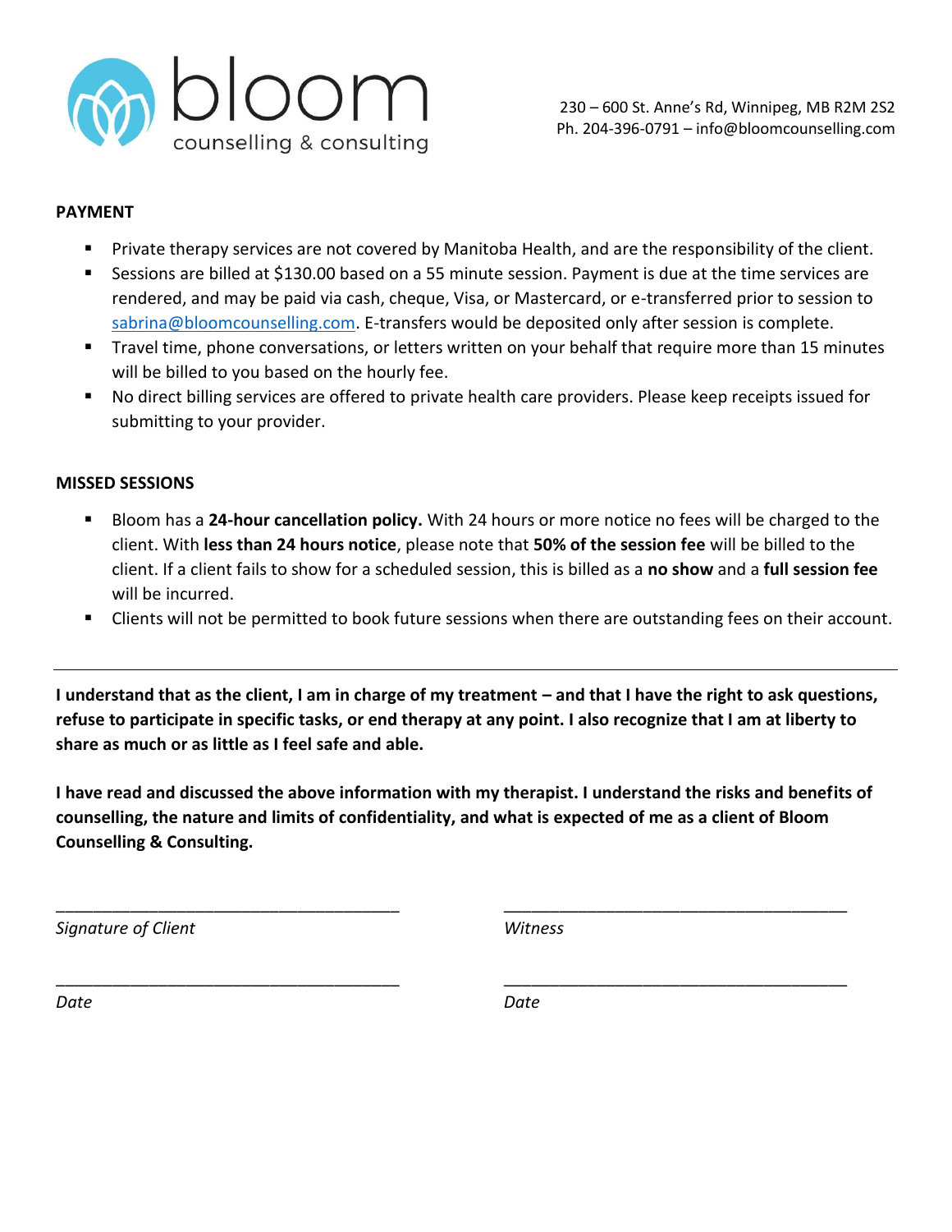**PAYMENT**

- Private therapy services are not covered by Manitoba Health, and are the responsibility of the client.
- Sessions are billed at $130.00 based on a 55 minute session. Payment is due at the time services are rendered, and may be paid via cash, cheque, Visa, or Mastercard, or e-transferred prior to session to sabrina@bloomcounselling.com. E-transfers would be deposited only after session is complete.
- Travel time, phone conversations, or letters written on your behalf that require more than 15 minutes will be billed to you based on the hourly fee.
- No direct billing services are offered to private health care providers. Please keep receipts issued for submitting to your provider.

**MISSED SESSIONS**

- Bloom has a **24-hour cancellation policy.** With 24 hours or more notice no fees will be charged to the client. With **less than 24 hours notice**, please note that **50% of the session fee** will be billed to the client. If a client fails to show for a scheduled session, this is billed as a **no show** and a **full session fee** will be incurred.
- Clients will not be permitted to book future sessions when there are outstanding fees on their account.

---

**I understand that as the client, I am in charge of my treatment – and that I have the right to ask questions, refuse to participate in specific tasks, or end therapy at any point. I also recognize that I am at liberty to share as much or as little as I feel safe and able.**

**I have read and discussed the above information with my therapist. I understand the risks and benefits of counselling, the nature and limits of confidentiality, and what is expected of me as a client of Bloom Counselling & Consulting.**

\_\_\_\_\_\_\_\_\_\_\_\_\_\_\_\_\_\_\_\_\_\_\_\_\_\_\_\_\_\_\_\_\_\_\_\_\_\_
*Signature of Client*

\_\_\_\_\_\_\_\_\_\_\_\_\_\_\_\_\_\_\_\_\_\_\_\_\_\_\_\_\_\_\_\_\_\_\_\_\_\_
*Witness*

\_\_\_\_\_\_\_\_\_\_\_\_\_\_\_\_\_\_\_\_\_\_\_\_\_\_\_\_\_\_\_\_\_\_\_\_\_\_
*Date*

\_\_\_\_\_\_\_\_\_\_\_\_\_\_\_\_\_\_\_\_\_\_\_\_\_\_\_\_\_\_\_\_\_\_\_\_\_\_
*Date*